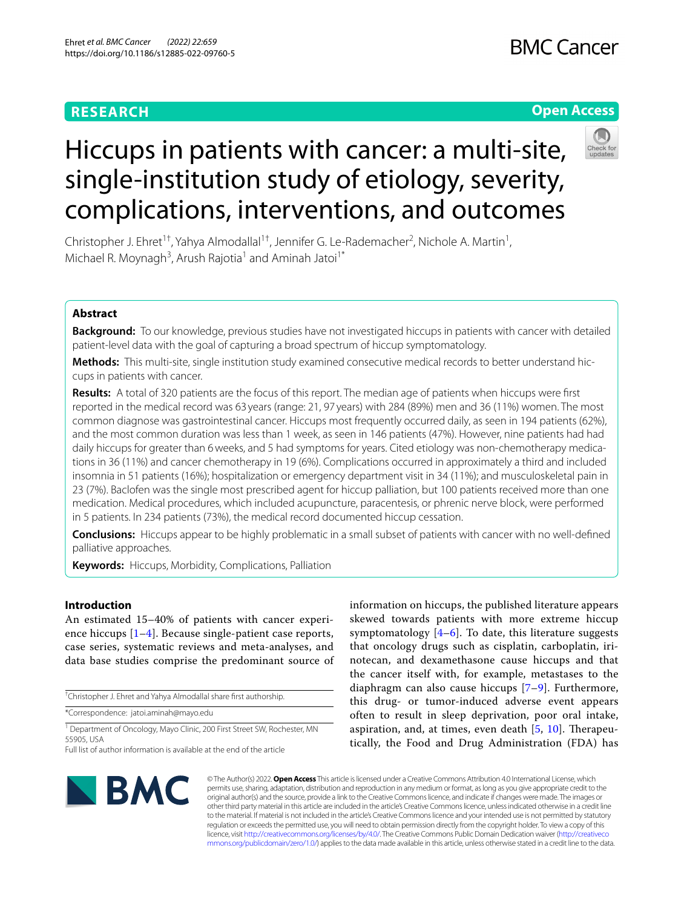RESEARCH

Open Access

# Hiccups in patients with cancer: a multi-site, single-institution study of etiology, severity, complications, interventions, and outcomes

Christopher J. Ehret[1†], Yahya Almodallal[1†], Jennifer G. Le-Rademacher[2], Nichole A. Martin[1], Michael R. Moynagh[3], Arush Rajotia[1] and Aminah Jatoi[1*]

## Abstract

**Background:** To our knowledge, previous studies have not investigated hiccups in patients with cancer with detailed patient-level data with the goal of capturing a broad spectrum of hiccup symptomatology.

**Methods:** This multi-site, single institution study examined consecutive medical records to better understand hiccups in patients with cancer.

**Results:** A total of 320 patients are the focus of this report. The median age of patients when hiccups were first reported in the medical record was 63 years (range: 21, 97 years) with 284 (89%) men and 36 (11%) women. The most common diagnose was gastrointestinal cancer. Hiccups most frequently occurred daily, as seen in 194 patients (62%), and the most common duration was less than 1 week, as seen in 146 patients (47%). However, nine patients had had daily hiccups for greater than 6 weeks, and 5 had symptoms for years. Cited etiology was non-chemotherapy medications in 36 (11%) and cancer chemotherapy in 19 (6%). Complications occurred in approximately a third and included insomnia in 51 patients (16%); hospitalization or emergency department visit in 34 (11%); and musculoskeletal pain in 23 (7%). Baclofen was the single most prescribed agent for hiccup palliation, but 100 patients received more than one medication. Medical procedures, which included acupuncture, paracentesis, or phrenic nerve block, were performed in 5 patients. In 234 patients (73%), the medical record documented hiccup cessation.

**Conclusions:** Hiccups appear to be highly problematic in a small subset of patients with cancer with no well-defined palliative approaches.

**Keywords:** Hiccups, Morbidity, Complications, Palliation

## Introduction

An estimated 15–40% of patients with cancer experience hiccups [1–4]. Because single-patient case reports, case series, systematic reviews and meta-analyses, and data base studies comprise the predominant source of information on hiccups, the published literature appears skewed towards patients with more extreme hiccup symptomatology [4–6]. To date, this literature suggests that oncology drugs such as cisplatin, carboplatin, irinotecan, and dexamethasone cause hiccups and that the cancer itself with, for example, metastases to the diaphragm can also cause hiccups [7–9]. Furthermore, this drug- or tumor-induced adverse event appears often to result in sleep deprivation, poor oral intake, aspiration, and, at times, even death [5, 10]. Therapeutically, the Food and Drug Administration (FDA) has

[†]Christopher J. Ehret and Yahya Almodallal share first authorship.

*Correspondence: jatoi.aminah@mayo.edu

[1] Department of Oncology, Mayo Clinic, 200 First Street SW, Rochester, MN 55905, USA

Full list of author information is available at the end of the article

© The Author(s) 2022. **Open Access** This article is licensed under a Creative Commons Attribution 4.0 International License, which permits use, sharing, adaptation, distribution and reproduction in any medium or format, as long as you give appropriate credit to the original author(s) and the source, provide a link to the Creative Commons licence, and indicate if changes were made. The images or other third party material in this article are included in the article's Creative Commons licence, unless indicated otherwise in a credit line to the material. If material is not included in the article's Creative Commons licence and your intended use is not permitted by statutory regulation or exceeds the permitted use, you will need to obtain permission directly from the copyright holder. To view a copy of this licence, visit http://creativecommons.org/licenses/by/4.0/. The Creative Commons Public Domain Dedication waiver (http://creativecommons.org/publicdomain/zero/1.0/) applies to the data made available in this article, unless otherwise stated in a credit line to the data.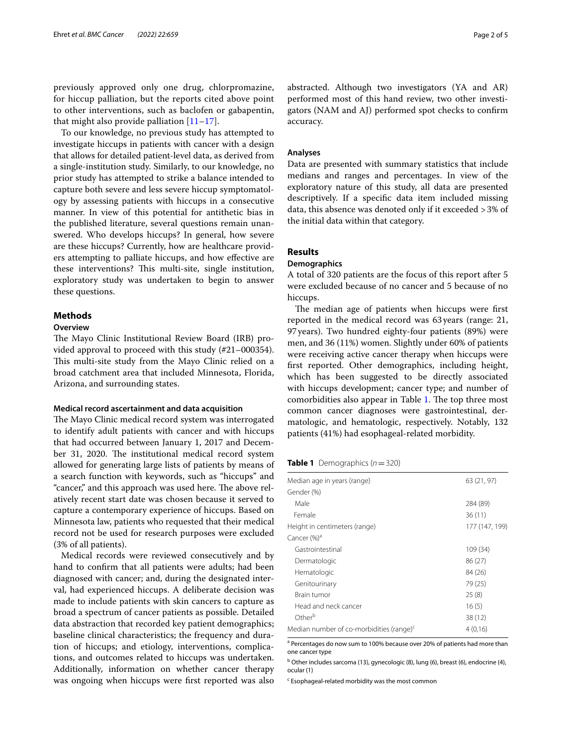previously approved only one drug, chlorpromazine, for hiccup palliation, but the reports cited above point to other interventions, such as baclofen or gabapentin, that might also provide palliation [11–17].

To our knowledge, no previous study has attempted to investigate hiccups in patients with cancer with a design that allows for detailed patient-level data, as derived from a single-institution study. Similarly, to our knowledge, no prior study has attempted to strike a balance intended to capture both severe and less severe hiccup symptomatology by assessing patients with hiccups in a consecutive manner. In view of this potential for antithetic bias in the published literature, several questions remain unanswered. Who develops hiccups? In general, how severe are these hiccups? Currently, how are healthcare providers attempting to palliate hiccups, and how effective are these interventions? This multi-site, single institution, exploratory study was undertaken to begin to answer these questions.

## Methods

### Overview

The Mayo Clinic Institutional Review Board (IRB) provided approval to proceed with this study (#21–000354). This multi-site study from the Mayo Clinic relied on a broad catchment area that included Minnesota, Florida, Arizona, and surrounding states.

#### Medical record ascertainment and data acquisition

The Mayo Clinic medical record system was interrogated to identify adult patients with cancer and with hiccups that had occurred between January 1, 2017 and December 31, 2020. The institutional medical record system allowed for generating large lists of patients by means of a search function with keywords, such as "hiccups" and "cancer," and this approach was used here. The above relatively recent start date was chosen because it served to capture a contemporary experience of hiccups. Based on Minnesota law, patients who requested that their medical record not be used for research purposes were excluded (3% of all patients).

Medical records were reviewed consecutively and by hand to confirm that all patients were adults; had been diagnosed with cancer; and, during the designated interval, had experienced hiccups. A deliberate decision was made to include patients with skin cancers to capture as broad a spectrum of cancer patients as possible. Detailed data abstraction that recorded key patient demographics; baseline clinical characteristics; the frequency and duration of hiccups; and etiology, interventions, complications, and outcomes related to hiccups was undertaken. Additionally, information on whether cancer therapy was ongoing when hiccups were first reported was also abstracted. Although two investigators (YA and AR) performed most of this hand review, two other investigators (NAM and AJ) performed spot checks to confirm accuracy.

### Analyses

Data are presented with summary statistics that include medians and ranges and percentages. In view of the exploratory nature of this study, all data are presented descriptively. If a specific data item included missing data, this absence was denoted only if it exceeded >3% of the initial data within that category.

## Results

### Demographics

A total of 320 patients are the focus of this report after 5 were excluded because of no cancer and 5 because of no hiccups.

The median age of patients when hiccups were first reported in the medical record was 63 years (range: 21, 97 years). Two hundred eighty-four patients (89%) were men, and 36 (11%) women. Slightly under 60% of patients were receiving active cancer therapy when hiccups were first reported. Other demographics, including height, which has been suggested to be directly associated with hiccups development; cancer type; and number of comorbidities also appear in Table 1. The top three most common cancer diagnoses were gastrointestinal, dermatologic, and hematologic, respectively. Notably, 132 patients (41%) had esophageal-related morbidity.

**Table 1** Demographics ($n = 320$)

| | |
|---|---|
| Median age in years (range) | 63 (21, 97) |
| Gender (%) | |
| Male | 284 (89) |
| Female | 36 (11) |
| Height in centimeters (range) | 177 (147, 199) |
| Cancer (%)[a] | |
| Gastrointestinal | 109 (34) |
| Dermatologic | 86 (27) |
| Hematologic | 84 (26) |
| Genitourinary | 79 (25) |
| Brain tumor | 25 (8) |
| Head and neck cancer | 16 (5) |
| Other[b] | 38 (12) |
| Median number of co-morbidities (range)[c] | 4 (0,16) |

[a] Percentages do now sum to 100% because over 20% of patients had more than one cancer type

[b] Other includes sarcoma (13), gynecologic (8), lung (6), breast (6), endocrine (4), ocular (1)

[c] Esophageal-related morbidity was the most common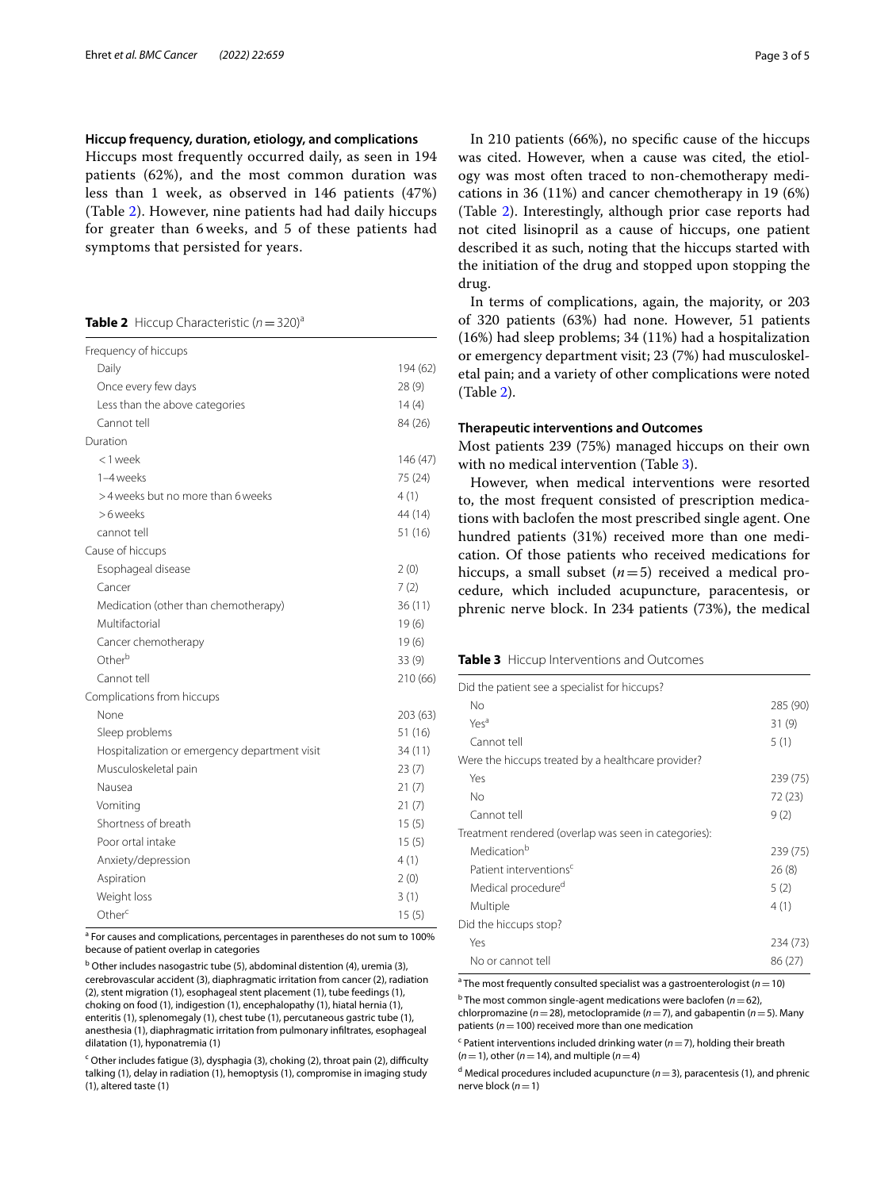### Hiccup frequency, duration, etiology, and complications

Hiccups most frequently occurred daily, as seen in 194 patients (62%), and the most common duration was less than 1 week, as observed in 146 patients (47%) (Table 2). However, nine patients had had daily hiccups for greater than 6 weeks, and 5 of these patients had symptoms that persisted for years.

**Table 2** Hiccup Characteristic ($n = 320$)[a]

| | |
|---|---|
| Frequency of hiccups | |
| Daily | 194 (62) |
| Once every few days | 28 (9) |
| Less than the above categories | 14 (4) |
| Cannot tell | 84 (26) |
| Duration | |
| < 1 week | 146 (47) |
| 1–4 weeks | 75 (24) |
| > 4 weeks but no more than 6 weeks | 4 (1) |
| > 6 weeks | 44 (14) |
| cannot tell | 51 (16) |
| Cause of hiccups | |
| Esophageal disease | 2 (0) |
| Cancer | 7 (2) |
| Medication (other than chemotherapy) | 36 (11) |
| Multifactorial | 19 (6) |
| Cancer chemotherapy | 19 (6) |
| Other[b] | 33 (9) |
| Cannot tell | 210 (66) |
| Complications from hiccups | |
| None | 203 (63) |
| Sleep problems | 51 (16) |
| Hospitalization or emergency department visit | 34 (11) |
| Musculoskeletal pain | 23 (7) |
| Nausea | 21 (7) |
| Vomiting | 21 (7) |
| Shortness of breath | 15 (5) |
| Poor ortal intake | 15 (5) |
| Anxiety/depression | 4 (1) |
| Aspiration | 2 (0) |
| Weight loss | 3 (1) |
| Other[c] | 15 (5) |

[a] For causes and complications, percentages in parentheses do not sum to 100% because of patient overlap in categories

[b] Other includes nasogastric tube (5), abdominal distention (4), uremia (3), cerebrovascular accident (3), diaphragmatic irritation from cancer (2), radiation (2), stent migration (1), esophageal stent placement (1), tube feedings (1), choking on food (1), indigestion (1), encephalopathy (1), hiatal hernia (1), enteritis (1), splenomegaly (1), chest tube (1), percutaneous gastric tube (1), anesthesia (1), diaphragmatic irritation from pulmonary infiltrates, esophageal dilatation (1), hyponatremia (1)

[c] Other includes fatigue (3), dysphagia (3), choking (2), throat pain (2), difficulty talking (1), delay in radiation (1), hemoptysis (1), compromise in imaging study (1), altered taste (1)

In 210 patients (66%), no specific cause of the hiccups was cited. However, when a cause was cited, the etiology was most often traced to non-chemotherapy medications in 36 (11%) and cancer chemotherapy in 19 (6%) (Table 2). Interestingly, although prior case reports had not cited lisinopril as a cause of hiccups, one patient described it as such, noting that the hiccups started with the initiation of the drug and stopped upon stopping the drug.

In terms of complications, again, the majority, or 203 of 320 patients (63%) had none. However, 51 patients (16%) had sleep problems; 34 (11%) had a hospitalization or emergency department visit; 23 (7%) had musculoskeletal pain; and a variety of other complications were noted (Table 2).

### Therapeutic interventions and Outcomes

Most patients 239 (75%) managed hiccups on their own with no medical intervention (Table 3).

However, when medical interventions were resorted to, the most frequent consisted of prescription medications with baclofen the most prescribed single agent. One hundred patients (31%) received more than one medication. Of those patients who received medications for hiccups, a small subset ($n = 5$) received a medical procedure, which included acupuncture, paracentesis, or phrenic nerve block. In 234 patients (73%), the medical

**Table 3** Hiccup Interventions and Outcomes

| | |
|---|---|
| Did the patient see a specialist for hiccups? | |
| No | 285 (90) |
| Yes[a] | 31 (9) |
| Cannot tell | 5 (1) |
| Were the hiccups treated by a healthcare provider? | |
| Yes | 239 (75) |
| No | 72 (23) |
| Cannot tell | 9 (2) |
| Treatment rendered (overlap was seen in categories): | |
| Medication[b] | 239 (75) |
| Patient interventions[c] | 26 (8) |
| Medical procedure[d] | 5 (2) |
| Multiple | 4 (1) |
| Did the hiccups stop? | |
| Yes | 234 (73) |
| No or cannot tell | 86 (27) |

[a] The most frequently consulted specialist was a gastroenterologist ($n = 10$)

[b] The most common single-agent medications were baclofen ($n = 62$), chlorpromazine ($n = 28$), metoclopramide ($n = 7$), and gabapentin ($n = 5$). Many patients ($n = 100$) received more than one medication

[c] Patient interventions included drinking water ($n = 7$), holding their breath ($n = 1$), other ($n = 14$), and multiple ($n = 4$)

[d] Medical procedures included acupuncture ($n = 3$), paracentesis (1), and phrenic nerve block ($n = 1$)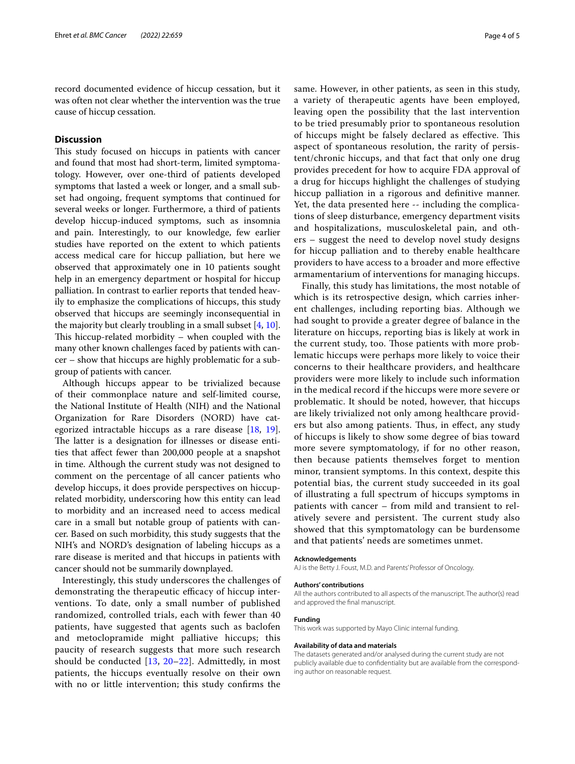record documented evidence of hiccup cessation, but it was often not clear whether the intervention was the true cause of hiccup cessation.

## Discussion

This study focused on hiccups in patients with cancer and found that most had short-term, limited symptomatology. However, over one-third of patients developed symptoms that lasted a week or longer, and a small subset had ongoing, frequent symptoms that continued for several weeks or longer. Furthermore, a third of patients develop hiccup-induced symptoms, such as insomnia and pain. Interestingly, to our knowledge, few earlier studies have reported on the extent to which patients access medical care for hiccup palliation, but here we observed that approximately one in 10 patients sought help in an emergency department or hospital for hiccup palliation. In contrast to earlier reports that tended heavily to emphasize the complications of hiccups, this study observed that hiccups are seemingly inconsequential in the majority but clearly troubling in a small subset [4, 10]. This hiccup-related morbidity – when coupled with the many other known challenges faced by patients with cancer – show that hiccups are highly problematic for a subgroup of patients with cancer.

Although hiccups appear to be trivialized because of their commonplace nature and self-limited course, the National Institute of Health (NIH) and the National Organization for Rare Disorders (NORD) have categorized intractable hiccups as a rare disease [18, 19]. The latter is a designation for illnesses or disease entities that affect fewer than 200,000 people at a snapshot in time. Although the current study was not designed to comment on the percentage of all cancer patients who develop hiccups, it does provide perspectives on hiccup-related morbidity, underscoring how this entity can lead to morbidity and an increased need to access medical care in a small but notable group of patients with cancer. Based on such morbidity, this study suggests that the NIH's and NORD's designation of labeling hiccups as a rare disease is merited and that hiccups in patients with cancer should not be summarily downplayed.

Interestingly, this study underscores the challenges of demonstrating the therapeutic efficacy of hiccup interventions. To date, only a small number of published randomized, controlled trials, each with fewer than 40 patients, have suggested that agents such as baclofen and metoclopramide might palliative hiccups; this paucity of research suggests that more such research should be conducted [13, 20–22]. Admittedly, in most patients, the hiccups eventually resolve on their own with no or little intervention; this study confirms the same. However, in other patients, as seen in this study, a variety of therapeutic agents have been employed, leaving open the possibility that the last intervention to be tried presumably prior to spontaneous resolution of hiccups might be falsely declared as effective. This aspect of spontaneous resolution, the rarity of persistent/chronic hiccups, and that fact that only one drug provides precedent for how to acquire FDA approval of a drug for hiccups highlight the challenges of studying hiccup palliation in a rigorous and definitive manner. Yet, the data presented here -- including the complications of sleep disturbance, emergency department visits and hospitalizations, musculoskeletal pain, and others – suggest the need to develop novel study designs for hiccup palliation and to thereby enable healthcare providers to have access to a broader and more effective armamentarium of interventions for managing hiccups.

Finally, this study has limitations, the most notable of which is its retrospective design, which carries inherent challenges, including reporting bias. Although we had sought to provide a greater degree of balance in the literature on hiccups, reporting bias is likely at work in the current study, too. Those patients with more problematic hiccups were perhaps more likely to voice their concerns to their healthcare providers, and healthcare providers were more likely to include such information in the medical record if the hiccups were more severe or problematic. It should be noted, however, that hiccups are likely trivialized not only among healthcare providers but also among patients. Thus, in effect, any study of hiccups is likely to show some degree of bias toward more severe symptomatology, if for no other reason, then because patients themselves forget to mention minor, transient symptoms. In this context, despite this potential bias, the current study succeeded in its goal of illustrating a full spectrum of hiccups symptoms in patients with cancer – from mild and transient to relatively severe and persistent. The current study also showed that this symptomatology can be burdensome and that patients' needs are sometimes unmet.

#### Acknowledgements

AJ is the Betty J. Foust, M.D. and Parents' Professor of Oncology.

#### Authors' contributions

All the authors contributed to all aspects of the manuscript. The author(s) read and approved the final manuscript.

#### Funding

This work was supported by Mayo Clinic internal funding.

#### Availability of data and materials

The datasets generated and/or analysed during the current study are not publicly available due to confidentiality but are available from the corresponding author on reasonable request.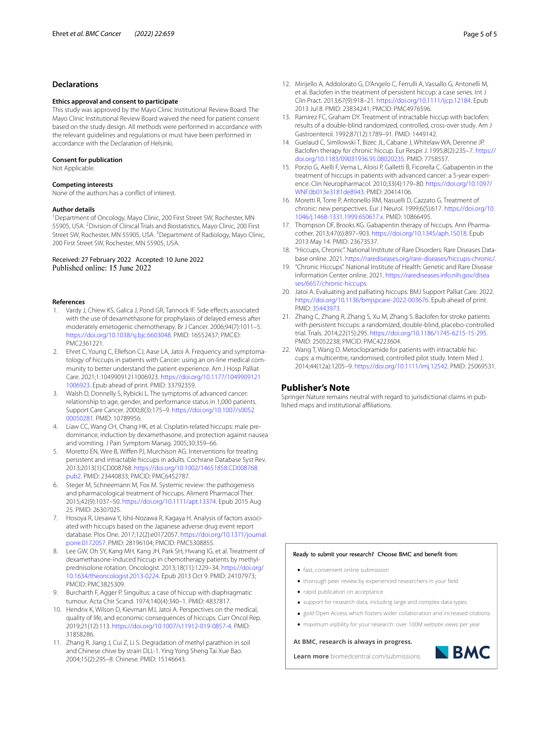## Declarations

### Ethics approval and consent to participate

This study was approved by the Mayo Clinic Institutional Review Board. The Mayo Clinic Institutional Review Board waived the need for patient consent based on the study design. All methods were performed in accordance with the relevant guidelines and regulations or must have been performed in accordance with the Declaration of Helsinki.

### Consent for publication

Not Applicable.

### Competing interests

None of the authors has a conflict of interest.

### Author details

[1]Department of Oncology, Mayo Clinic, 200 First Street SW, Rochester, MN 55905, USA. [2]Division of Clinical Trials and Biostatistics, Mayo Clinic, 200 First Street SW, Rochester, MN 55905, USA. [3]Department of Radiology, Mayo Clinic, 200 First Street SW, Rochester, MN 55905, USA.

Received: 27 February 2022 Accepted: 10 June 2022
Published online: 15 June 2022

### References

1. Vardy J, Chiew KS, Galica J, Pond GR, Tannock IF. Side effects associated with the use of dexamethasone for prophylaxis of delayed emesis after moderately emetogenic chemotherapy. Br J Cancer. 2006;94(7):1011–5. https://doi.org/10.1038/sj.bjc.6603048. PMID: 16552437; PMCID: PMC2361221.
2. Ehret C, Young C, Ellefson CJ, Aase LA, Jatoi A. Frequency and symptomatology of hiccups in patients with Cancer: using an on-line medical community to better understand the patient experience. Am J Hosp Palliat Care. 2021;1:10499091211006923. https://doi.org/10.1177/10499091211006923. Epub ahead of print. PMID: 33792359.
3. Walsh D, Donnelly S, Rybicki L. The symptoms of advanced cancer: relationship to age, gender, and performance status in 1,000 patients. Support Care Cancer. 2000;8(3):175–9. https://doi.org/10.1007/s005200050281. PMID: 10789956.
4. Liaw CC, Wang CH, Chang HK, et al. Cisplatin-related hiccups: male predominance, induction by dexamethasone, and protection against nausea and vomiting. J Pain Symptom Manag. 2005;30:359–66.
5. Moretto EN, Wee B, Wiffen PJ, Murchison AG. Interventions for treating persistent and intractable hiccups in adults. Cochrane Database Syst Rev. 2013;2013(1):CD008768. https://doi.org/10.1002/14651858.CD008768.pub2. PMID: 23440833; PMCID: PMC6452787.
6. Steger M, Schneemann M, Fox M. Systemic review: the pathogenesis and pharmacological treatment of hiccups. Aliment Pharmacol Ther. 2015;42(9):1037–50. https://doi.org/10.1111/apt.13374. Epub 2015 Aug 25. PMID: 26307025.
7. Hosoya R, Uesawa Y, Ishii-Nozawa R, Kagaya H. Analysis of factors associated with hiccups based on the Japanese adverse drug event report database. Plos One. 2017;12(2):e0172057. https://doi.org/10.1371/journal.pone.0172057. PMID: 28196104; PMCID: PMC5308855.
8. Lee GW, Oh SY, Kang MH, Kang JH, Park SH, Hwang IG, et al. Treatment of dexamethasone-induced hiccup in chemotherapy patients by methylprednisolone rotation. Oncologist. 2013;18(11):1229–34. https://doi.org/10.1634/theoncologist.2013-0224. Epub 2013 Oct 9. PMID: 24107973; PMCID: PMC3825309.
9. Burcharth F, Agger P. Singultus: a case of hiccup with diaphragmatic tumour. Acta Chir Scand. 1974;140(4):340–1. PMID: 4837817.
10. Hendrix K, Wilson D, Kievman MJ, Jatoi A. Perspectives on the medical, quality of life, and economic consequences of hiccups. Curr Oncol Rep. 2019;21(12):113. https://doi.org/10.1007/s11912-019-0857-4. PMID: 31858286.
11. Zhang R, Jiang J, Cui Z, Li S. Degradation of methyl parathion in soil and Chinese chive by strain DLL-1. Ying Yong Sheng Tai Xue Bao. 2004;15(2):295–8. Chinese. PMID: 15146643.
12. Mirijello A, Addolorato G, D'Angelo C, Ferrulli A, Vassallo G, Antonelli M, et al. Baclofen in the treatment of persistent hiccup: a case series. Int J Clin Pract. 2013;67(9):918–21. https://doi.org/10.1111/ijcp.12184. Epub 2013 Jul 8. PMID: 23834241; PMCID: PMC4976596.
13. Ramírez FC, Graham DY. Treatment of intractable hiccup with baclofen: results of a double-blind randomized, controlled, cross-over study. Am J Gastroenterol. 1992;87(12):1789–91. PMID: 1449142.
14. Guelaud C, Similowski T, Bizec JL, Cabane J, Whitelaw WA, Derenne JP. Baclofen therapy for chronic hiccup. Eur Respir J. 1995;8(2):235–7. https://doi.org/10.1183/09031936.95.08020235. PMID: 7758557.
15. Porzio G, Aielli F, Verna L, Aloisi P, Galletti B, Ficorella C. Gabapentin in the treatment of hiccups in patients with advanced cancer: a 5-year experience. Clin Neuropharmacol. 2010;33(4):179–80. https://doi.org/10.1097/WNF.0b013e3181de8943. PMID: 20414106.
16. Moretti R, Torre P, Antonello RM, Nasuelli D, Cazzato G. Treatment of chronic: new perspectives. Eur J Neurol. 1999;6(5):617. https://doi.org/10.1046/j.1468-1331.1999.650617.x. PMID: 10866495.
17. Thompson DF, Brooks KG. Gabapentin therapy of hiccups. Ann Pharmacother. 2013;47(6):897–903. https://doi.org/10.1345/aph.1S018. Epub 2013 May 14. PMID: 23673537.
18. "Hiccups, Chronic". National Institute of Rare Disorders: Rare Diseases Database online. 2021. https://rarediseases.org/rare-diseases/hiccups-chronic/.
19. "Chronic Hiccups". National Institute of Health: Genetic and Rare Disease Information Center online. 2021. https://rarediseases.info.nih.gov/diseases/6657/chronic-hiccups.
20. Jatoi A. Evaluating and palliating hiccups. BMJ Support Palliat Care. 2022. https://doi.org/10.1136/bmjspcare-2022-003676. Epub ahead of print. PMID: 35443973.
21. Zhang C, Zhang R, Zhang S, Xu M, Zhang S. Baclofen for stroke patients with persistent hiccups: a randomized, double-blind, placebo-controlled trial. Trials. 2014;22(15):295. https://doi.org/10.1186/1745-6215-15-295. PMID: 25052238; PMCID: PMC4223604.
22. Wang T, Wang D. Metoclopramide for patients with intractable hiccups: a multicentre, randomised, controlled pilot study. Intern Med J. 2014;44(12a):1205–9. https://doi.org/10.1111/imj.12542. PMID: 25069531.

## Publisher's Note

Springer Nature remains neutral with regard to jurisdictional claims in published maps and institutional affiliations.

Ready to submit your research? Choose BMC and benefit from:

- fast, convenient online submission
- thorough peer review by experienced researchers in your field
- rapid publication on acceptance
- support for research data, including large and complex data types
- gold Open Access which fosters wider collaboration and increased citations
- maximum visibility for your research: over 100M website views per year

**At BMC, research is always in progress.**

**Learn more** biomedcentral.com/submissions

BMC